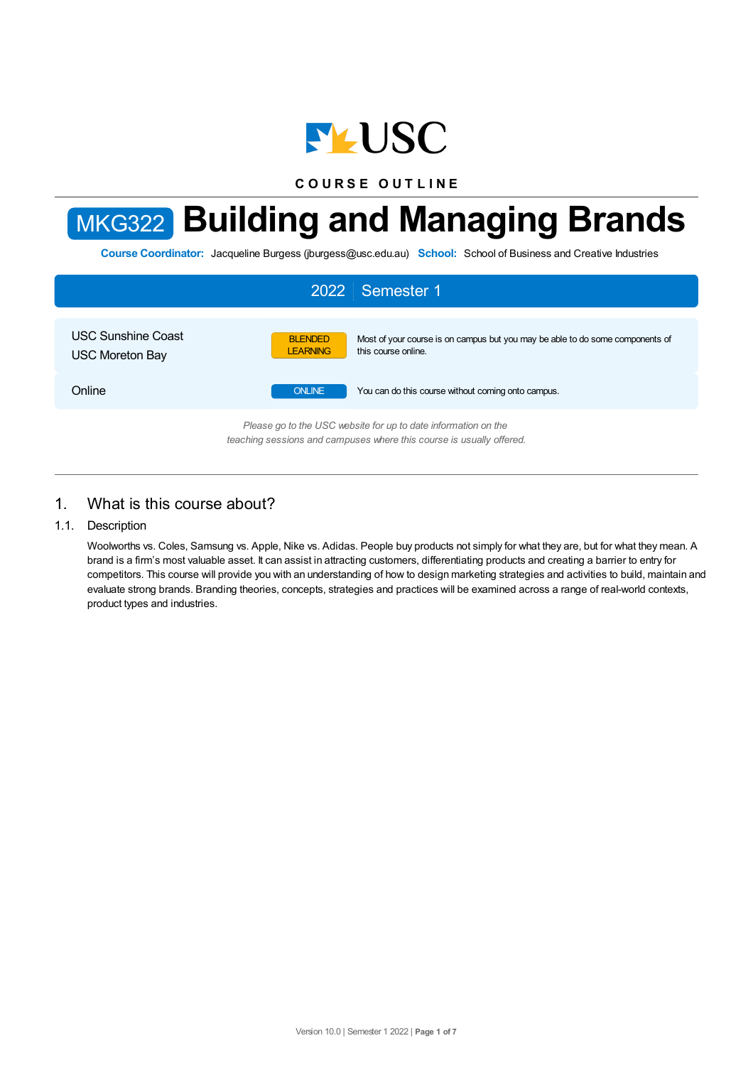USC

COURSE OUTLINE

# MKG322 Building and Managing Brands

**Course Coordinator:** Jacqueline Burgess (jburgess@usc.edu.au) **School:** School of Business and Creative Industries

## 2022 Semester 1

| | | |
|---|---|---|
| USC Sunshine Coast<br>USC Moreton Bay | BLENDED LEARNING | Most of your course is on campus but you may be able to do some components of this course online. |
| Online | ONLINE | You can do this course without coming onto campus. |

*Please go to the USC website for up to date information on the teaching sessions and campuses where this course is usually offered.*

## 1. What is this course about?

### 1.1. Description

Woolworths vs. Coles, Samsung vs. Apple, Nike vs. Adidas. People buy products not simply for what they are, but for what they mean. A brand is a firm's most valuable asset. It can assist in attracting customers, differentiating products and creating a barrier to entry for competitors. This course will provide you with an understanding of how to design marketing strategies and activities to build, maintain and evaluate strong brands. Branding theories, concepts, strategies and practices will be examined across a range of real-world contexts, product types and industries.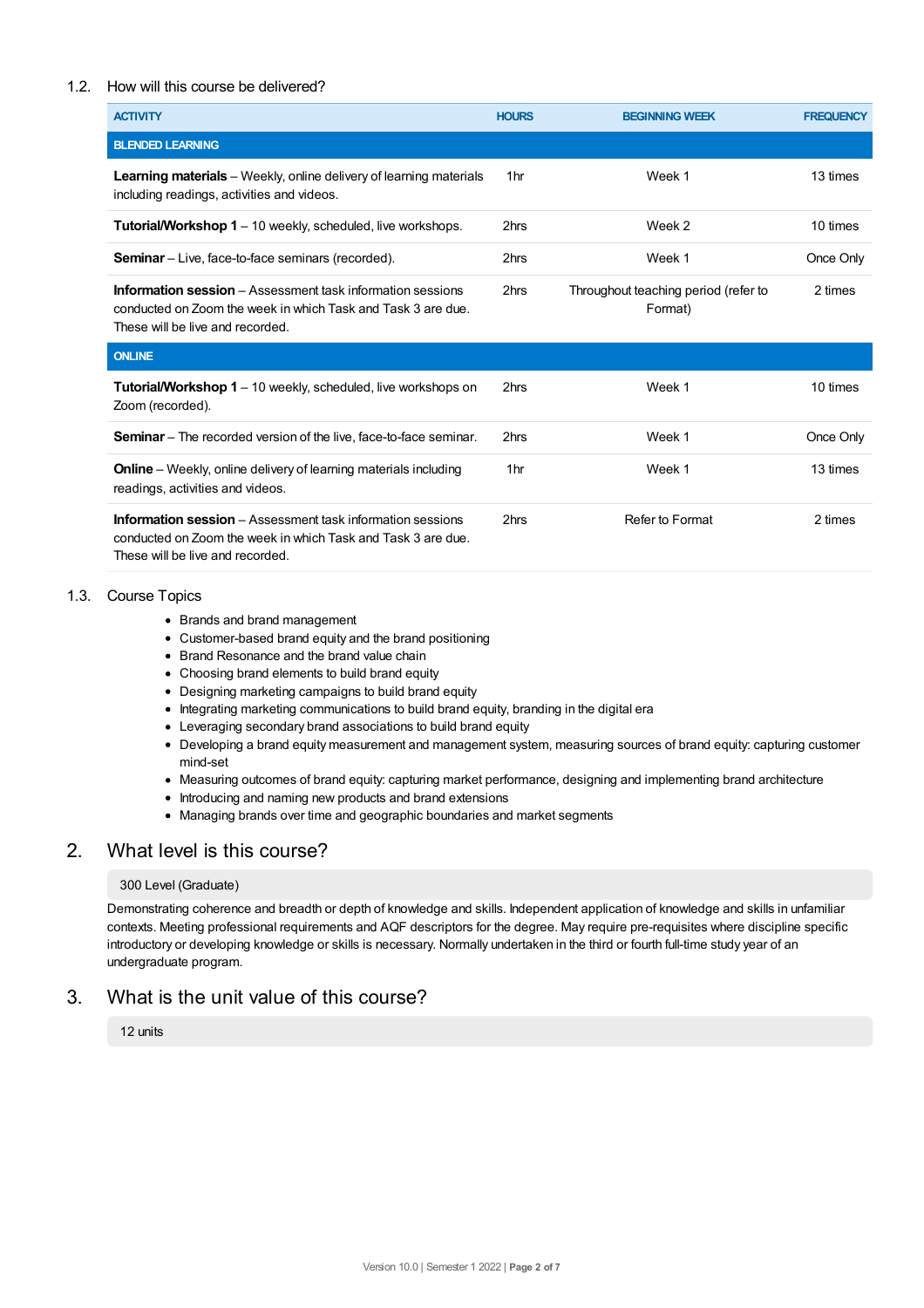### 1.2. How will this course be delivered?

| ACTIVITY | HOURS | BEGINNING WEEK | FREQUENCY |
|---|---|---|---|
| **BLENDED LEARNING** | | | |
| **Learning materials** – Weekly, online delivery of learning materials including readings, activities and videos. | 1hr | Week 1 | 13 times |
| **Tutorial/Workshop 1** – 10 weekly, scheduled, live workshops. | 2hrs | Week 2 | 10 times |
| **Seminar** – Live, face-to-face seminars (recorded). | 2hrs | Week 1 | Once Only |
| **Information session** – Assessment task information sessions conducted on Zoom the week in which Task and Task 3 are due. These will be live and recorded. | 2hrs | Throughout teaching period (refer to Format) | 2 times |
| **ONLINE** | | | |
| **Tutorial/Workshop 1** – 10 weekly, scheduled, live workshops on Zoom (recorded). | 2hrs | Week 1 | 10 times |
| **Seminar** – The recorded version of the live, face-to-face seminar. | 2hrs | Week 1 | Once Only |
| **Online** – Weekly, online delivery of learning materials including readings, activities and videos. | 1hr | Week 1 | 13 times |
| **Information session** – Assessment task information sessions conducted on Zoom the week in which Task and Task 3 are due. These will be live and recorded. | 2hrs | Refer to Format | 2 times |

### 1.3. Course Topics

- Brands and brand management
- Customer-based brand equity and the brand positioning
- Brand Resonance and the brand value chain
- Choosing brand elements to build brand equity
- Designing marketing campaigns to build brand equity
- Integrating marketing communications to build brand equity, branding in the digital era
- Leveraging secondary brand associations to build brand equity
- Developing a brand equity measurement and management system, measuring sources of brand equity: capturing customer mind-set
- Measuring outcomes of brand equity: capturing market performance, designing and implementing brand architecture
- Introducing and naming new products and brand extensions
- Managing brands over time and geographic boundaries and market segments

## 2. What level is this course?

300 Level (Graduate)

Demonstrating coherence and breadth or depth of knowledge and skills. Independent application of knowledge and skills in unfamiliar contexts. Meeting professional requirements and AQF descriptors for the degree. May require pre-requisites where discipline specific introductory or developing knowledge or skills is necessary. Normally undertaken in the third or fourth full-time study year of an undergraduate program.

## 3. What is the unit value of this course?

12 units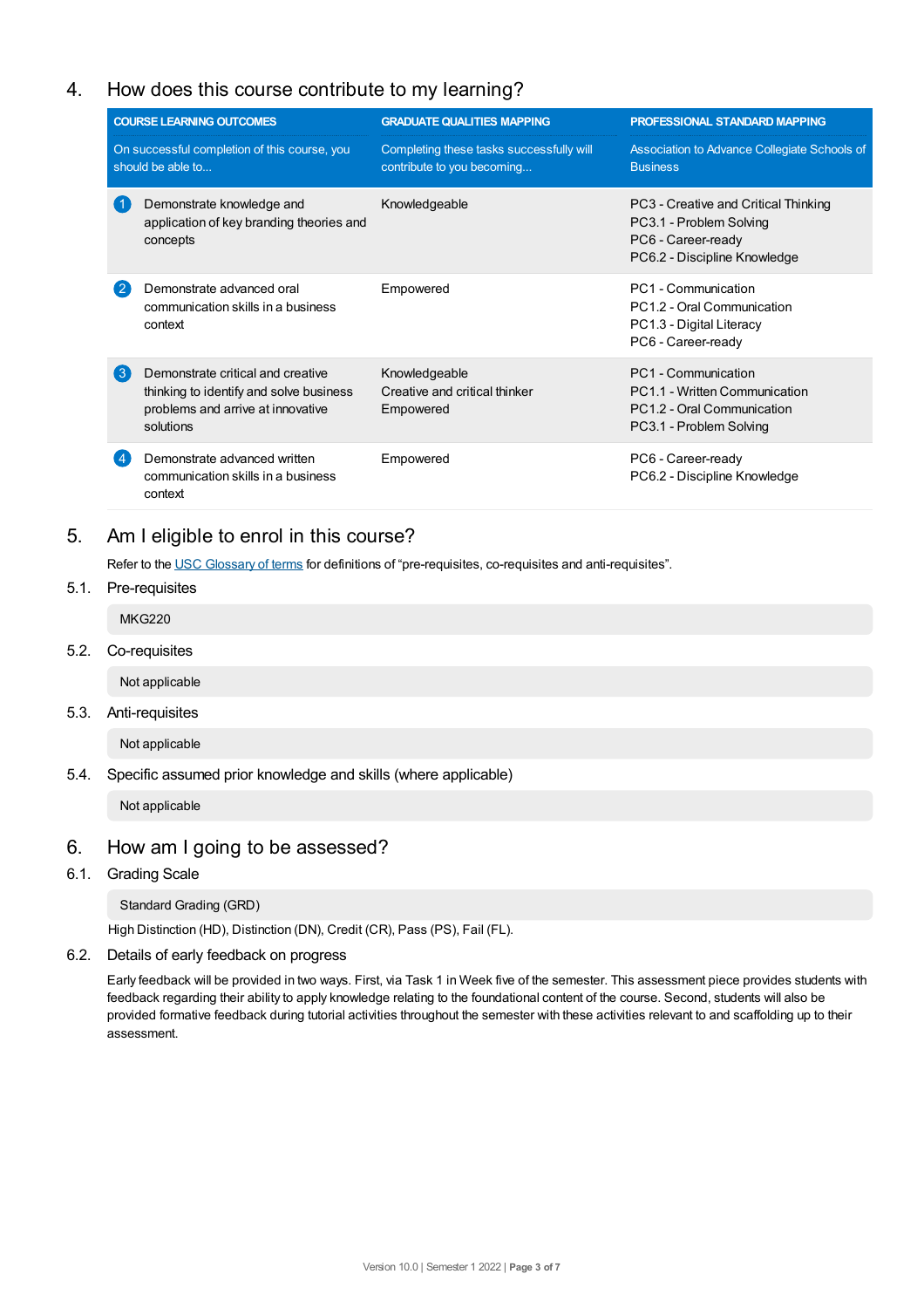## 4. How does this course contribute to my learning?

| COURSE LEARNING OUTCOMES<br>On successful completion of this course, you should be able to... | GRADUATE QUALITIES MAPPING<br>Completing these tasks successfully will contribute to you becoming... | PROFESSIONAL STANDARD MAPPING<br>Association to Advance Collegiate Schools of Business |
|---|---|---|
| 1 Demonstrate knowledge and application of key branding theories and concepts | Knowledgeable | PC3 - Creative and Critical Thinking<br>PC3.1 - Problem Solving<br>PC6 - Career-ready<br>PC6.2 - Discipline Knowledge |
| 2 Demonstrate advanced oral communication skills in a business context | Empowered | PC1 - Communication<br>PC1.2 - Oral Communication<br>PC1.3 - Digital Literacy<br>PC6 - Career-ready |
| 3 Demonstrate critical and creative thinking to identify and solve business problems and arrive at innovative solutions | Knowledgeable<br>Creative and critical thinker<br>Empowered | PC1 - Communication<br>PC1.1 - Written Communication<br>PC1.2 - Oral Communication<br>PC3.1 - Problem Solving |
| 4 Demonstrate advanced written communication skills in a business context | Empowered | PC6 - Career-ready<br>PC6.2 - Discipline Knowledge |

## 5. Am I eligible to enrol in this course?

Refer to the USC Glossary of terms for definitions of "pre-requisites, co-requisites and anti-requisites".

### 5.1. Pre-requisites

MKG220

### 5.2. Co-requisites

Not applicable

### 5.3. Anti-requisites

Not applicable

### 5.4. Specific assumed prior knowledge and skills (where applicable)

Not applicable

## 6. How am I going to be assessed?

### 6.1. Grading Scale

Standard Grading (GRD)

High Distinction (HD), Distinction (DN), Credit (CR), Pass (PS), Fail (FL).

### 6.2. Details of early feedback on progress

Early feedback will be provided in two ways. First, via Task 1 in Week five of the semester. This assessment piece provides students with feedback regarding their ability to apply knowledge relating to the foundational content of the course. Second, students will also be provided formative feedback during tutorial activities throughout the semester with these activities relevant to and scaffolding up to their assessment.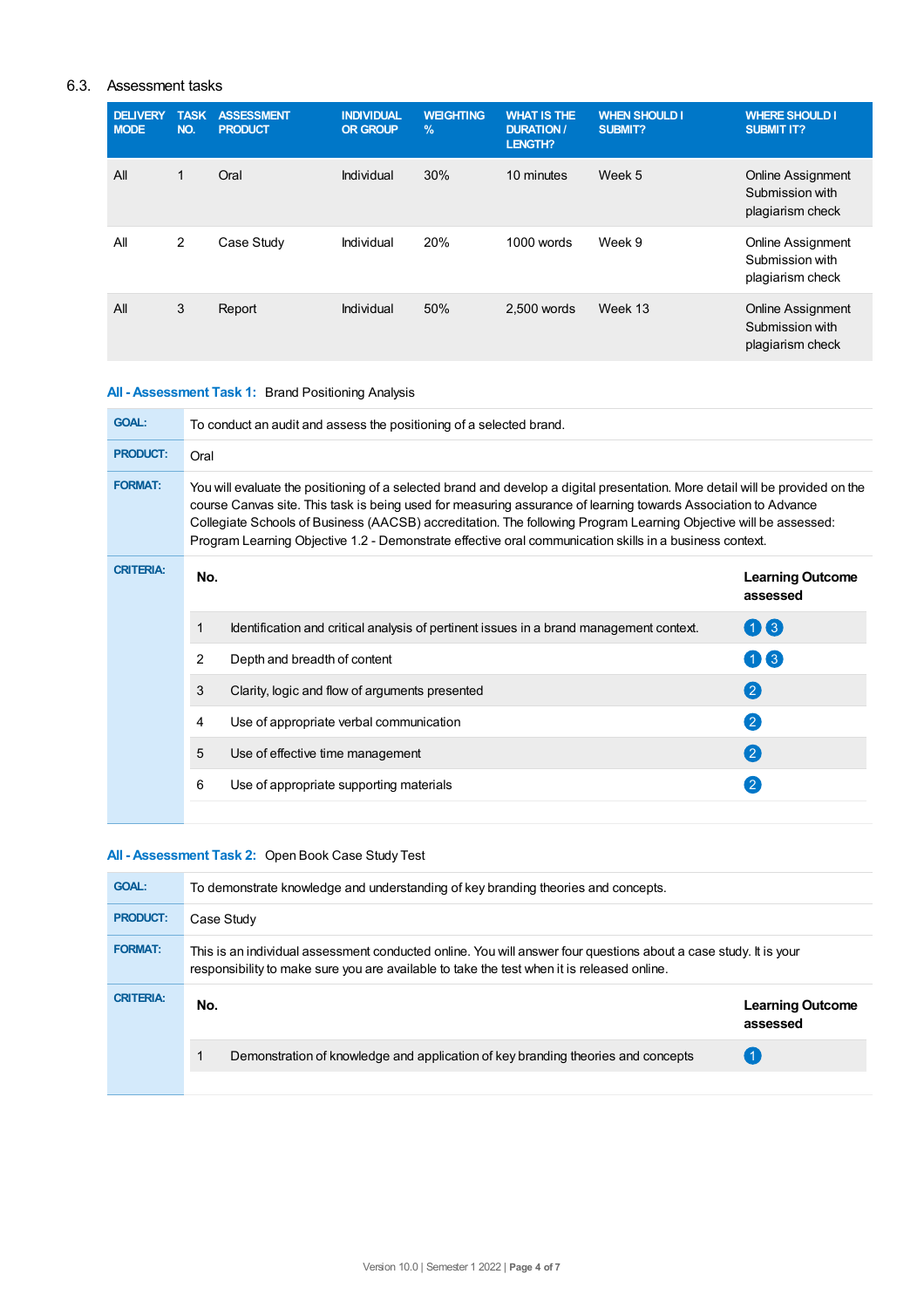## 6.3. Assessment tasks

| DELIVERY MODE | TASK NO. | ASSESSMENT PRODUCT | INDIVIDUAL OR GROUP | WEIGHTING % | WHAT IS THE DURATION / LENGTH? | WHEN SHOULD I SUBMIT? | WHERE SHOULD I SUBMIT IT? |
|---|---|---|---|---|---|---|---|
| All | 1 | Oral | Individual | 30% | 10 minutes | Week 5 | Online Assignment Submission with plagiarism check |
| All | 2 | Case Study | Individual | 20% | 1000 words | Week 9 | Online Assignment Submission with plagiarism check |
| All | 3 | Report | Individual | 50% | 2,500 words | Week 13 | Online Assignment Submission with plagiarism check |

### All - Assessment Task 1: Brand Positioning Analysis

**GOAL:** To conduct an audit and assess the positioning of a selected brand.

**PRODUCT:** Oral

**FORMAT:** You will evaluate the positioning of a selected brand and develop a digital presentation. More detail will be provided on the course Canvas site. This task is being used for measuring assurance of learning towards Association to Advance Collegiate Schools of Business (AACSB) accreditation. The following Program Learning Objective will be assessed: Program Learning Objective 1.2 - Demonstrate effective oral communication skills in a business context.

**CRITERIA:**

| No. | | Learning Outcome assessed |
|---|---|---|
| 1 | Identification and critical analysis of pertinent issues in a brand management context. | 1 3 |
| 2 | Depth and breadth of content | 1 3 |
| 3 | Clarity, logic and flow of arguments presented | 2 |
| 4 | Use of appropriate verbal communication | 2 |
| 5 | Use of effective time management | 2 |
| 6 | Use of appropriate supporting materials | 2 |

### All - Assessment Task 2: Open Book Case Study Test

**GOAL:** To demonstrate knowledge and understanding of key branding theories and concepts.

**PRODUCT:** Case Study

**FORMAT:** This is an individual assessment conducted online. You will answer four questions about a case study. It is your responsibility to make sure you are available to take the test when it is released online.

**CRITERIA:**

| No. | | Learning Outcome assessed |
|---|---|---|
| 1 | Demonstration of knowledge and application of key branding theories and concepts | 1 |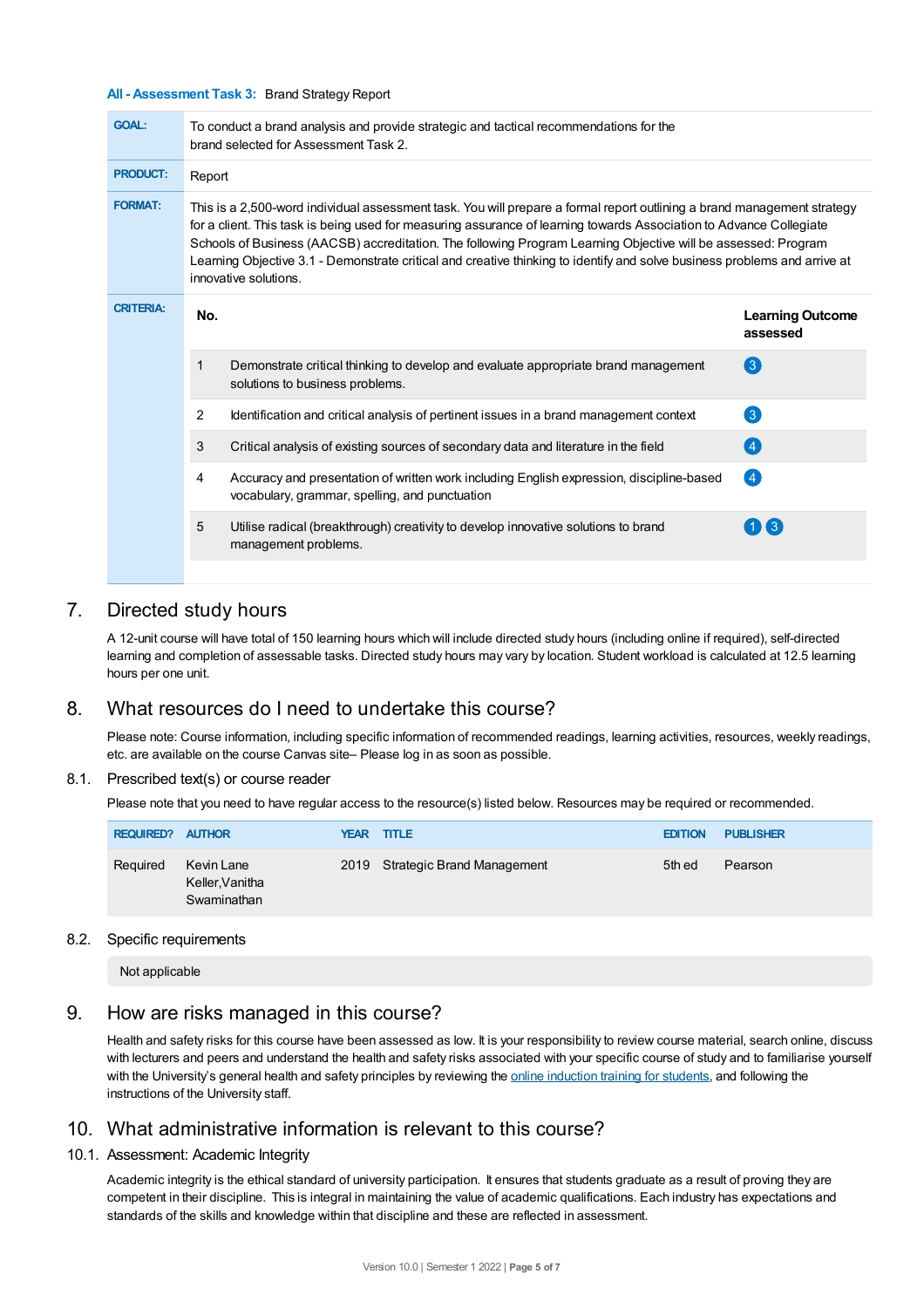**All - Assessment Task 3:** Brand Strategy Report

| | |
|---|---|
| **GOAL:** | To conduct a brand analysis and provide strategic and tactical recommendations for the brand selected for Assessment Task 2. |
| **PRODUCT:** | Report |
| **FORMAT:** | This is a 2,500-word individual assessment task. You will prepare a formal report outlining a brand management strategy for a client. This task is being used for measuring assurance of learning towards Association to Advance Collegiate Schools of Business (AACSB) accreditation. The following Program Learning Objective will be assessed: Program Learning Objective 3.1 - Demonstrate critical and creative thinking to identify and solve business problems and arrive at innovative solutions. |

**CRITERIA:**

| No. | | Learning Outcome assessed |
|---|---|---|
| 1 | Demonstrate critical thinking to develop and evaluate appropriate brand management solutions to business problems. | 3 |
| 2 | Identification and critical analysis of pertinent issues in a brand management context | 3 |
| 3 | Critical analysis of existing sources of secondary data and literature in the field | 4 |
| 4 | Accuracy and presentation of written work including English expression, discipline-based vocabulary, grammar, spelling, and punctuation | 4 |
| 5 | Utilise radical (breakthrough) creativity to develop innovative solutions to brand management problems. | 1 3 |

## 7. Directed study hours

A 12-unit course will have total of 150 learning hours which will include directed study hours (including online if required), self-directed learning and completion of assessable tasks. Directed study hours may vary by location. Student workload is calculated at 12.5 learning hours per one unit.

## 8. What resources do I need to undertake this course?

Please note: Course information, including specific information of recommended readings, learning activities, resources, weekly readings, etc. are available on the course Canvas site– Please log in as soon as possible.

### 8.1. Prescribed text(s) or course reader

Please note that you need to have regular access to the resource(s) listed below. Resources may be required or recommended.

| REQUIRED? | AUTHOR | YEAR | TITLE | EDITION | PUBLISHER |
|---|---|---|---|---|---|
| Required | Kevin Lane Keller,Vanitha Swaminathan | 2019 | Strategic Brand Management | 5th ed | Pearson |

### 8.2. Specific requirements

Not applicable

## 9. How are risks managed in this course?

Health and safety risks for this course have been assessed as low. It is your responsibility to review course material, search online, discuss with lecturers and peers and understand the health and safety risks associated with your specific course of study and to familiarise yourself with the University's general health and safety principles by reviewing the online induction training for students, and following the instructions of the University staff.

## 10. What administrative information is relevant to this course?

### 10.1. Assessment: Academic Integrity

Academic integrity is the ethical standard of university participation. It ensures that students graduate as a result of proving they are competent in their discipline. This is integral in maintaining the value of academic qualifications. Each industry has expectations and standards of the skills and knowledge within that discipline and these are reflected in assessment.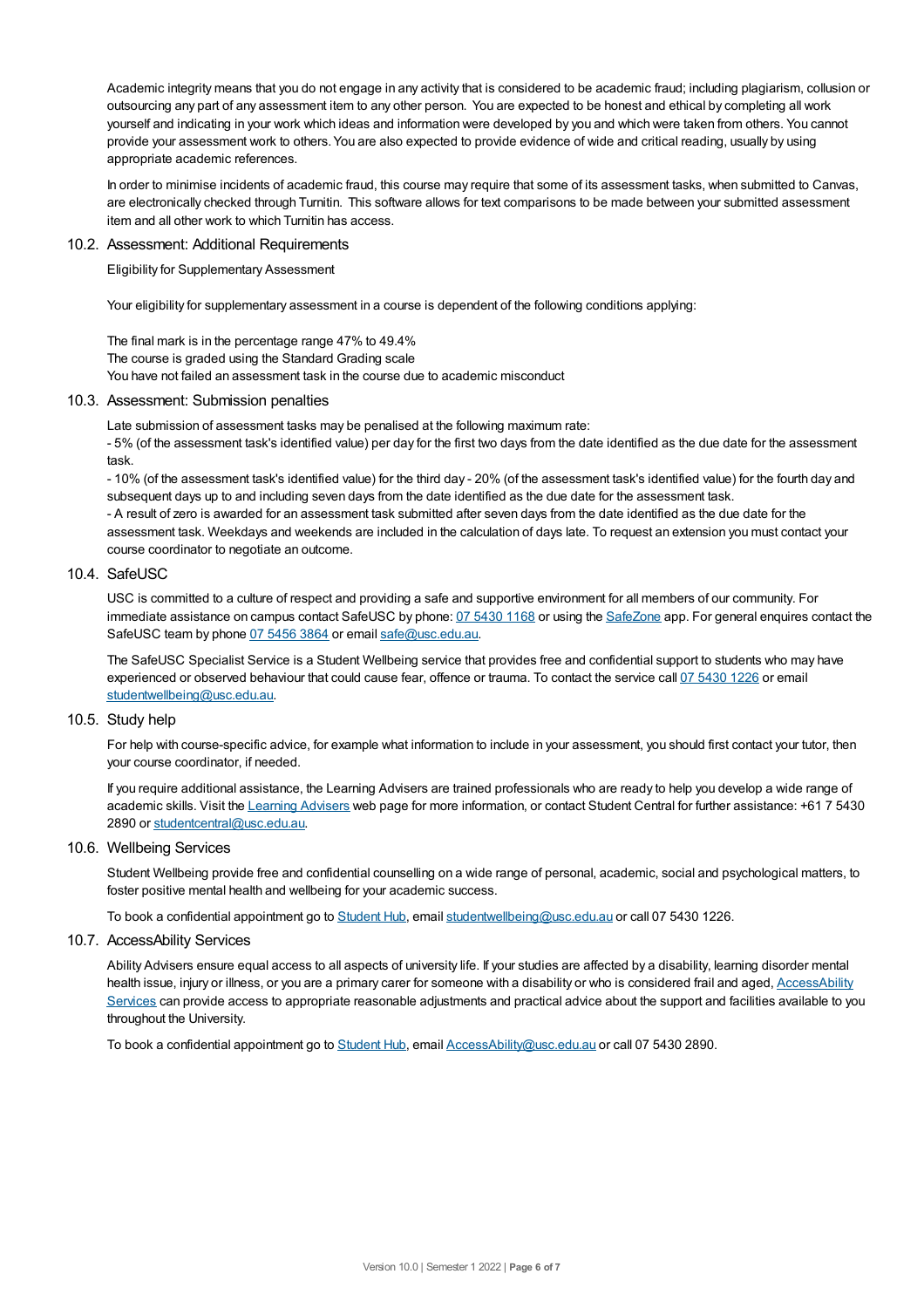Academic integrity means that you do not engage in any activity that is considered to be academic fraud; including plagiarism, collusion or outsourcing any part of any assessment item to any other person. You are expected to be honest and ethical by completing all work yourself and indicating in your work which ideas and information were developed by you and which were taken from others. You cannot provide your assessment work to others. You are also expected to provide evidence of wide and critical reading, usually by using appropriate academic references.

In order to minimise incidents of academic fraud, this course may require that some of its assessment tasks, when submitted to Canvas, are electronically checked through Turnitin. This software allows for text comparisons to be made between your submitted assessment item and all other work to which Turnitin has access.

### 10.2. Assessment: Additional Requirements

Eligibility for Supplementary Assessment

Your eligibility for supplementary assessment in a course is dependent of the following conditions applying:

The final mark is in the percentage range 47% to 49.4%
The course is graded using the Standard Grading scale
You have not failed an assessment task in the course due to academic misconduct

### 10.3. Assessment: Submission penalties

Late submission of assessment tasks may be penalised at the following maximum rate:
- 5% (of the assessment task's identified value) per day for the first two days from the date identified as the due date for the assessment task.
- 10% (of the assessment task's identified value) for the third day - 20% (of the assessment task's identified value) for the fourth day and subsequent days up to and including seven days from the date identified as the due date for the assessment task.
- A result of zero is awarded for an assessment task submitted after seven days from the date identified as the due date for the assessment task. Weekdays and weekends are included in the calculation of days late. To request an extension you must contact your course coordinator to negotiate an outcome.

### 10.4. SafeUSC

USC is committed to a culture of respect and providing a safe and supportive environment for all members of our community. For immediate assistance on campus contact SafeUSC by phone: 07 5430 1168 or using the SafeZone app. For general enquires contact the SafeUSC team by phone 07 5456 3864 or email safe@usc.edu.au.

The SafeUSC Specialist Service is a Student Wellbeing service that provides free and confidential support to students who may have experienced or observed behaviour that could cause fear, offence or trauma. To contact the service call 07 5430 1226 or email studentwellbeing@usc.edu.au.

### 10.5. Study help

For help with course-specific advice, for example what information to include in your assessment, you should first contact your tutor, then your course coordinator, if needed.

If you require additional assistance, the Learning Advisers are trained professionals who are ready to help you develop a wide range of academic skills. Visit the Learning Advisers web page for more information, or contact Student Central for further assistance: +61 7 5430 2890 or studentcentral@usc.edu.au.

### 10.6. Wellbeing Services

Student Wellbeing provide free and confidential counselling on a wide range of personal, academic, social and psychological matters, to foster positive mental health and wellbeing for your academic success.

To book a confidential appointment go to Student Hub, email studentwellbeing@usc.edu.au or call 07 5430 1226.

### 10.7. AccessAbility Services

Ability Advisers ensure equal access to all aspects of university life. If your studies are affected by a disability, learning disorder mental health issue, injury or illness, or you are a primary carer for someone with a disability or who is considered frail and aged, AccessAbility Services can provide access to appropriate reasonable adjustments and practical advice about the support and facilities available to you throughout the University.

To book a confidential appointment go to Student Hub, email AccessAbility@usc.edu.au or call 07 5430 2890.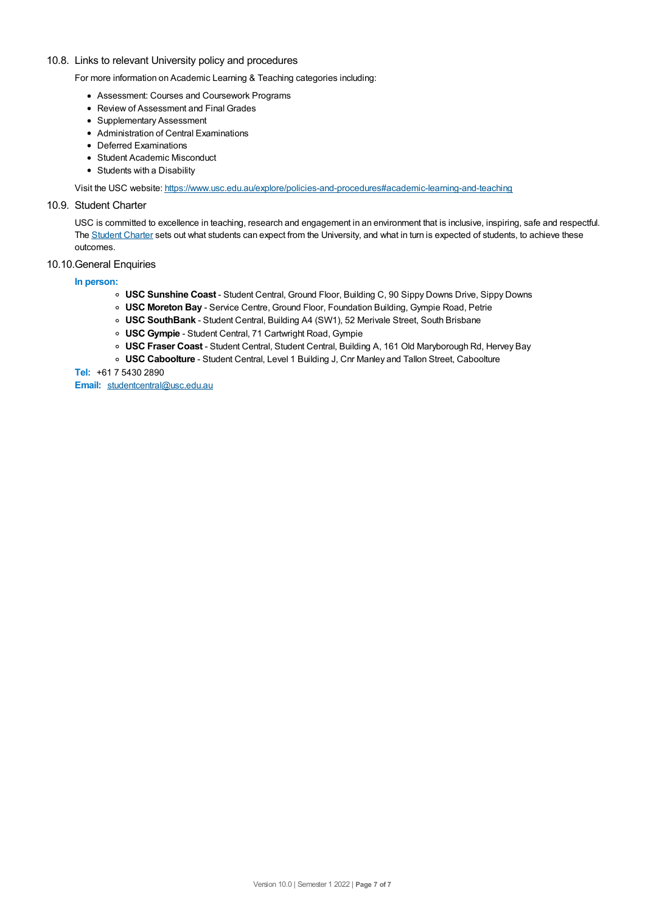### 10.8. Links to relevant University policy and procedures

For more information on Academic Learning & Teaching categories including:

- Assessment: Courses and Coursework Programs
- Review of Assessment and Final Grades
- Supplementary Assessment
- Administration of Central Examinations
- Deferred Examinations
- Student Academic Misconduct
- Students with a Disability

Visit the USC website: [https://www.usc.edu.au/explore/policies-and-procedures#academic-learning-and-teaching](https://www.usc.edu.au/explore/policies-and-procedures#academic-learning-and-teaching)

### 10.9. Student Charter

USC is committed to excellence in teaching, research and engagement in an environment that is inclusive, inspiring, safe and respectful. The Student Charter sets out what students can expect from the University, and what in turn is expected of students, to achieve these outcomes.

### 10.10. General Enquiries

**In person:**

- **USC Sunshine Coast** - Student Central, Ground Floor, Building C, 90 Sippy Downs Drive, Sippy Downs
- **USC Moreton Bay** - Service Centre, Ground Floor, Foundation Building, Gympie Road, Petrie
- **USC SouthBank** - Student Central, Building A4 (SW1), 52 Merivale Street, South Brisbane
- **USC Gympie** - Student Central, 71 Cartwright Road, Gympie
- **USC Fraser Coast** - Student Central, Student Central, Building A, 161 Old Maryborough Rd, Hervey Bay
- **USC Caboolture** - Student Central, Level 1 Building J, Cnr Manley and Tallon Street, Caboolture

**Tel:** +61 7 5430 2890

**Email:** studentcentral@usc.edu.au